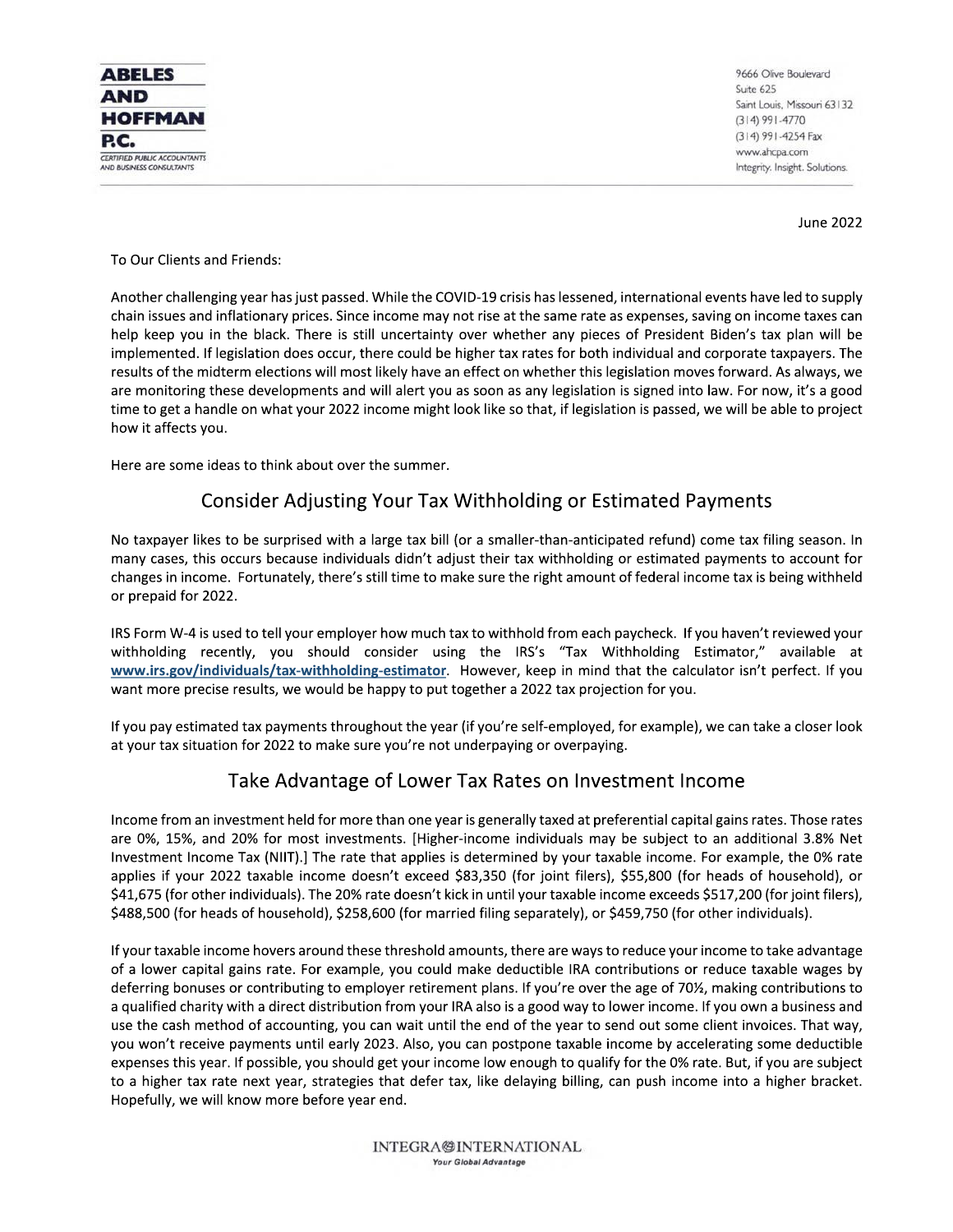**ABELES AND HOFFMAN P.C.**

CERTIFIED PUBLIC ACCOUNTANTS AND BUSINESS CONSULTANTS

9666 Olive Boulevard
Suite 625
Saint Louis, Missouri 63132
(314) 991-4770
(314) 991-4254 Fax
www.ahcpa.com
Integrity. Insight. Solutions.

June 2022

To Our Clients and Friends:

Another challenging year has just passed. While the COVID-19 crisis has lessened, international events have led to supply chain issues and inflationary prices. Since income may not rise at the same rate as expenses, saving on income taxes can help keep you in the black. There is still uncertainty over whether any pieces of President Biden's tax plan will be implemented. If legislation does occur, there could be higher tax rates for both individual and corporate taxpayers. The results of the midterm elections will most likely have an effect on whether this legislation moves forward. As always, we are monitoring these developments and will alert you as soon as any legislation is signed into law. For now, it's a good time to get a handle on what your 2022 income might look like so that, if legislation is passed, we will be able to project how it affects you.

Here are some ideas to think about over the summer.

## Consider Adjusting Your Tax Withholding or Estimated Payments

No taxpayer likes to be surprised with a large tax bill (or a smaller-than-anticipated refund) come tax filing season. In many cases, this occurs because individuals didn't adjust their tax withholding or estimated payments to account for changes in income. Fortunately, there's still time to make sure the right amount of federal income tax is being withheld or prepaid for 2022.

IRS Form W-4 is used to tell your employer how much tax to withhold from each paycheck. If you haven't reviewed your withholding recently, you should consider using the IRS's "Tax Withholding Estimator," available at **www.irs.gov/individuals/tax-withholding-estimator**. However, keep in mind that the calculator isn't perfect. If you want more precise results, we would be happy to put together a 2022 tax projection for you.

If you pay estimated tax payments throughout the year (if you're self-employed, for example), we can take a closer look at your tax situation for 2022 to make sure you're not underpaying or overpaying.

## Take Advantage of Lower Tax Rates on Investment Income

Income from an investment held for more than one year is generally taxed at preferential capital gains rates. Those rates are 0%, 15%, and 20% for most investments. [Higher-income individuals may be subject to an additional 3.8% Net Investment Income Tax (NIIT).] The rate that applies is determined by your taxable income. For example, the 0% rate applies if your 2022 taxable income doesn't exceed $83,350 (for joint filers), $55,800 (for heads of household), or $41,675 (for other individuals). The 20% rate doesn't kick in until your taxable income exceeds $517,200 (for joint filers), $488,500 (for heads of household), $258,600 (for married filing separately), or $459,750 (for other individuals).

If your taxable income hovers around these threshold amounts, there are ways to reduce your income to take advantage of a lower capital gains rate. For example, you could make deductible IRA contributions or reduce taxable wages by deferring bonuses or contributing to employer retirement plans. If you're over the age of 70½, making contributions to a qualified charity with a direct distribution from your IRA also is a good way to lower income. If you own a business and use the cash method of accounting, you can wait until the end of the year to send out some client invoices. That way, you won't receive payments until early 2023. Also, you can postpone taxable income by accelerating some deductible expenses this year. If possible, you should get your income low enough to qualify for the 0% rate. But, if you are subject to a higher tax rate next year, strategies that defer tax, like delaying billing, can push income into a higher bracket. Hopefully, we will know more before year end.

INTEGRA INTERNATIONAL
*Your Global Advantage*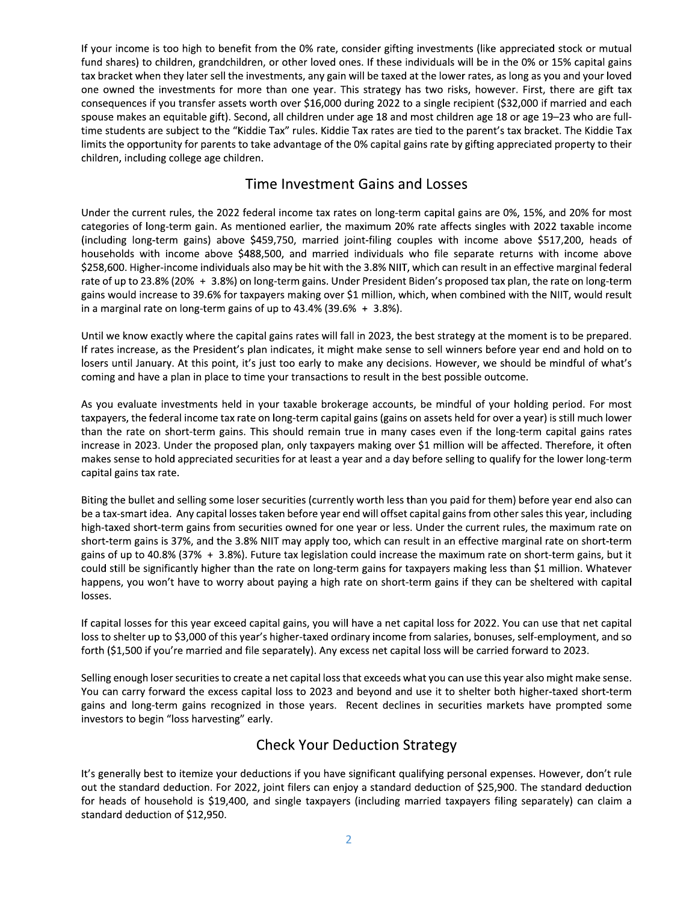If your income is too high to benefit from the 0% rate, consider gifting investments (like appreciated stock or mutual fund shares) to children, grandchildren, or other loved ones. If these individuals will be in the 0% or 15% capital gains tax bracket when they later sell the investments, any gain will be taxed at the lower rates, as long as you and your loved one owned the investments for more than one year. This strategy has two risks, however. First, there are gift tax consequences if you transfer assets worth over $16,000 during 2022 to a single recipient ($32,000 if married and each spouse makes an equitable gift). Second, all children under age 18 and most children age 18 or age 19–23 who are full-time students are subject to the "Kiddie Tax" rules. Kiddie Tax rates are tied to the parent's tax bracket. The Kiddie Tax limits the opportunity for parents to take advantage of the 0% capital gains rate by gifting appreciated property to their children, including college age children.

## Time Investment Gains and Losses

Under the current rules, the 2022 federal income tax rates on long-term capital gains are 0%, 15%, and 20% for most categories of long-term gain. As mentioned earlier, the maximum 20% rate affects singles with 2022 taxable income (including long-term gains) above $459,750, married joint-filing couples with income above $517,200, heads of households with income above $488,500, and married individuals who file separate returns with income above $258,600. Higher-income individuals also may be hit with the 3.8% NIIT, which can result in an effective marginal federal rate of up to 23.8% (20% + 3.8%) on long-term gains. Under President Biden's proposed tax plan, the rate on long-term gains would increase to 39.6% for taxpayers making over $1 million, which, when combined with the NIIT, would result in a marginal rate on long-term gains of up to 43.4% (39.6% + 3.8%).

Until we know exactly where the capital gains rates will fall in 2023, the best strategy at the moment is to be prepared. If rates increase, as the President's plan indicates, it might make sense to sell winners before year end and hold on to losers until January. At this point, it's just too early to make any decisions. However, we should be mindful of what's coming and have a plan in place to time your transactions to result in the best possible outcome.

As you evaluate investments held in your taxable brokerage accounts, be mindful of your holding period. For most taxpayers, the federal income tax rate on long-term capital gains (gains on assets held for over a year) is still much lower than the rate on short-term gains. This should remain true in many cases even if the long-term capital gains rates increase in 2023. Under the proposed plan, only taxpayers making over $1 million will be affected. Therefore, it often makes sense to hold appreciated securities for at least a year and a day before selling to qualify for the lower long-term capital gains tax rate.

Biting the bullet and selling some loser securities (currently worth less than you paid for them) before year end also can be a tax-smart idea. Any capital losses taken before year end will offset capital gains from other sales this year, including high-taxed short-term gains from securities owned for one year or less. Under the current rules, the maximum rate on short-term gains is 37%, and the 3.8% NIIT may apply too, which can result in an effective marginal rate on short-term gains of up to 40.8% (37% + 3.8%). Future tax legislation could increase the maximum rate on short-term gains, but it could still be significantly higher than the rate on long-term gains for taxpayers making less than $1 million. Whatever happens, you won't have to worry about paying a high rate on short-term gains if they can be sheltered with capital losses.

If capital losses for this year exceed capital gains, you will have a net capital loss for 2022. You can use that net capital loss to shelter up to $3,000 of this year's higher-taxed ordinary income from salaries, bonuses, self-employment, and so forth ($1,500 if you're married and file separately). Any excess net capital loss will be carried forward to 2023.

Selling enough loser securities to create a net capital loss that exceeds what you can use this year also might make sense. You can carry forward the excess capital loss to 2023 and beyond and use it to shelter both higher-taxed short-term gains and long-term gains recognized in those years. Recent declines in securities markets have prompted some investors to begin "loss harvesting" early.

## Check Your Deduction Strategy

It's generally best to itemize your deductions if you have significant qualifying personal expenses. However, don't rule out the standard deduction. For 2022, joint filers can enjoy a standard deduction of $25,900. The standard deduction for heads of household is $19,400, and single taxpayers (including married taxpayers filing separately) can claim a standard deduction of $12,950.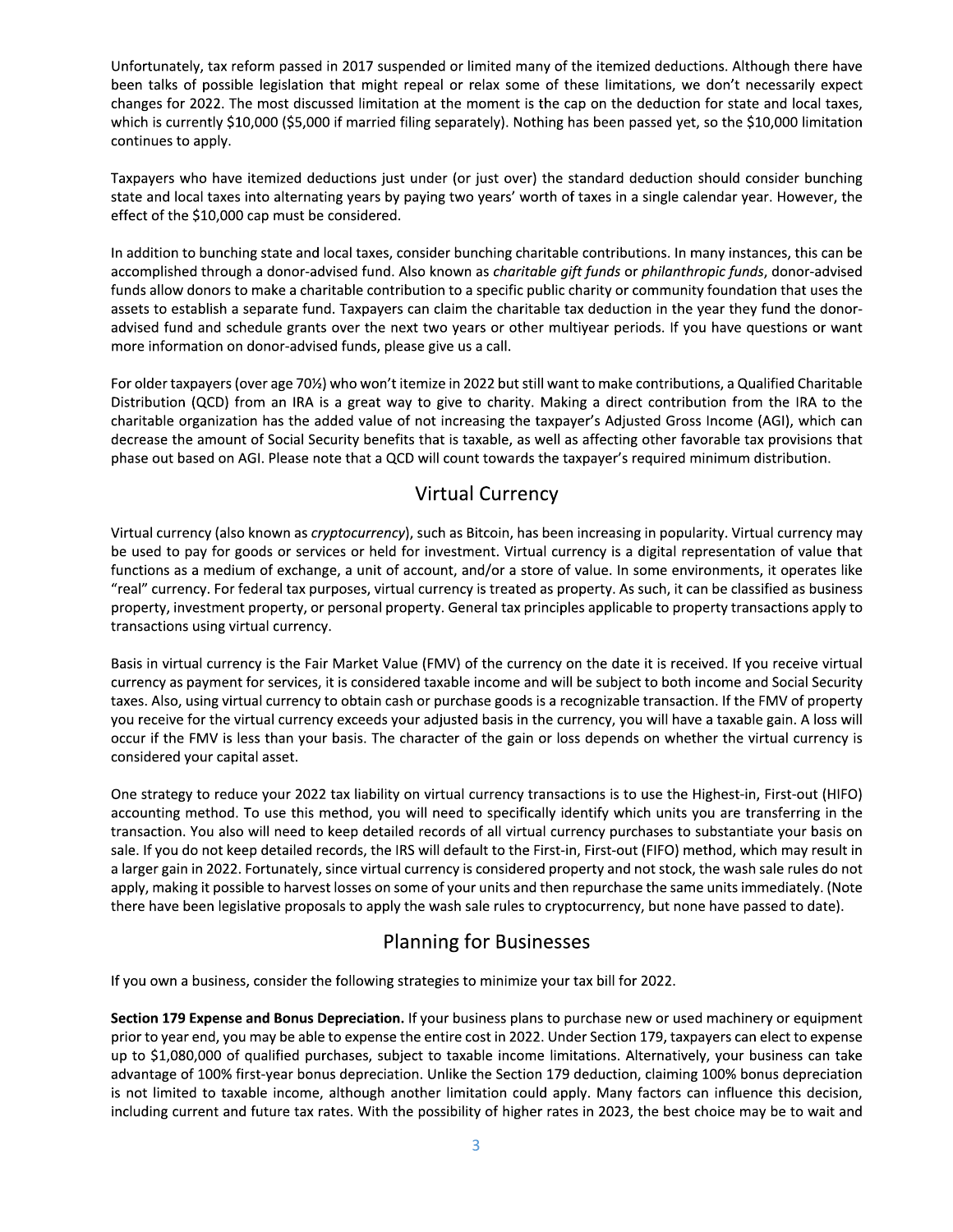Unfortunately, tax reform passed in 2017 suspended or limited many of the itemized deductions. Although there have been talks of possible legislation that might repeal or relax some of these limitations, we don't necessarily expect changes for 2022. The most discussed limitation at the moment is the cap on the deduction for state and local taxes, which is currently $10,000 ($5,000 if married filing separately). Nothing has been passed yet, so the $10,000 limitation continues to apply.

Taxpayers who have itemized deductions just under (or just over) the standard deduction should consider bunching state and local taxes into alternating years by paying two years' worth of taxes in a single calendar year. However, the effect of the $10,000 cap must be considered.

In addition to bunching state and local taxes, consider bunching charitable contributions. In many instances, this can be accomplished through a donor-advised fund. Also known as *charitable gift funds* or *philanthropic funds*, donor-advised funds allow donors to make a charitable contribution to a specific public charity or community foundation that uses the assets to establish a separate fund. Taxpayers can claim the charitable tax deduction in the year they fund the donor-advised fund and schedule grants over the next two years or other multiyear periods. If you have questions or want more information on donor-advised funds, please give us a call.

For older taxpayers (over age 70½) who won't itemize in 2022 but still want to make contributions, a Qualified Charitable Distribution (QCD) from an IRA is a great way to give to charity. Making a direct contribution from the IRA to the charitable organization has the added value of not increasing the taxpayer's Adjusted Gross Income (AGI), which can decrease the amount of Social Security benefits that is taxable, as well as affecting other favorable tax provisions that phase out based on AGI. Please note that a QCD will count towards the taxpayer's required minimum distribution.

## Virtual Currency

Virtual currency (also known as *cryptocurrency*), such as Bitcoin, has been increasing in popularity. Virtual currency may be used to pay for goods or services or held for investment. Virtual currency is a digital representation of value that functions as a medium of exchange, a unit of account, and/or a store of value. In some environments, it operates like "real" currency. For federal tax purposes, virtual currency is treated as property. As such, it can be classified as business property, investment property, or personal property. General tax principles applicable to property transactions apply to transactions using virtual currency.

Basis in virtual currency is the Fair Market Value (FMV) of the currency on the date it is received. If you receive virtual currency as payment for services, it is considered taxable income and will be subject to both income and Social Security taxes. Also, using virtual currency to obtain cash or purchase goods is a recognizable transaction. If the FMV of property you receive for the virtual currency exceeds your adjusted basis in the currency, you will have a taxable gain. A loss will occur if the FMV is less than your basis. The character of the gain or loss depends on whether the virtual currency is considered your capital asset.

One strategy to reduce your 2022 tax liability on virtual currency transactions is to use the Highest-in, First-out (HIFO) accounting method. To use this method, you will need to specifically identify which units you are transferring in the transaction. You also will need to keep detailed records of all virtual currency purchases to substantiate your basis on sale. If you do not keep detailed records, the IRS will default to the First-in, First-out (FIFO) method, which may result in a larger gain in 2022. Fortunately, since virtual currency is considered property and not stock, the wash sale rules do not apply, making it possible to harvest losses on some of your units and then repurchase the same units immediately. (Note there have been legislative proposals to apply the wash sale rules to cryptocurrency, but none have passed to date).

## Planning for Businesses

If you own a business, consider the following strategies to minimize your tax bill for 2022.

**Section 179 Expense and Bonus Depreciation.** If your business plans to purchase new or used machinery or equipment prior to year end, you may be able to expense the entire cost in 2022. Under Section 179, taxpayers can elect to expense up to $1,080,000 of qualified purchases, subject to taxable income limitations. Alternatively, your business can take advantage of 100% first-year bonus depreciation. Unlike the Section 179 deduction, claiming 100% bonus depreciation is not limited to taxable income, although another limitation could apply. Many factors can influence this decision, including current and future tax rates. With the possibility of higher rates in 2023, the best choice may be to wait and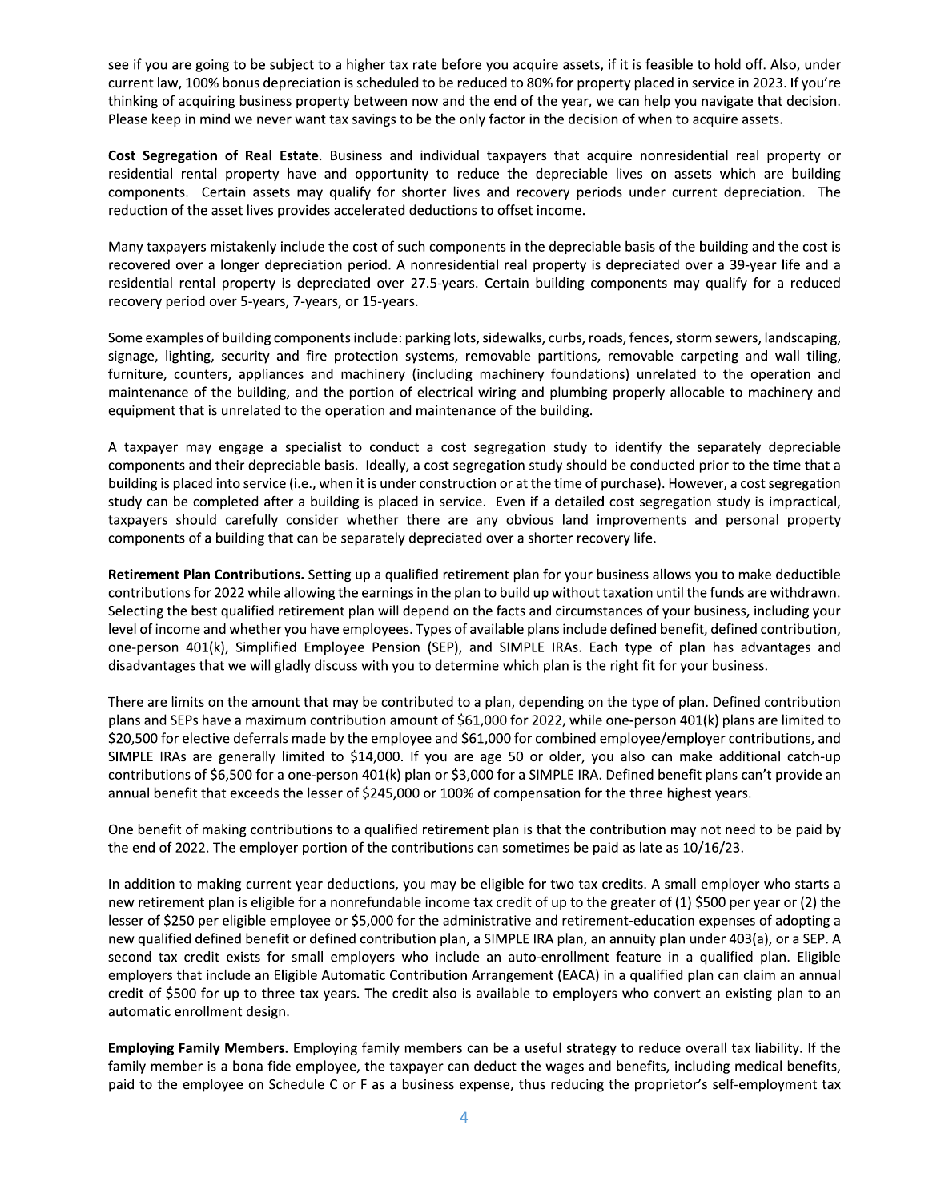see if you are going to be subject to a higher tax rate before you acquire assets, if it is feasible to hold off. Also, under current law, 100% bonus depreciation is scheduled to be reduced to 80% for property placed in service in 2023. If you're thinking of acquiring business property between now and the end of the year, we can help you navigate that decision. Please keep in mind we never want tax savings to be the only factor in the decision of when to acquire assets.

**Cost Segregation of Real Estate**. Business and individual taxpayers that acquire nonresidential real property or residential rental property have and opportunity to reduce the depreciable lives on assets which are building components. Certain assets may qualify for shorter lives and recovery periods under current depreciation. The reduction of the asset lives provides accelerated deductions to offset income.

Many taxpayers mistakenly include the cost of such components in the depreciable basis of the building and the cost is recovered over a longer depreciation period. A nonresidential real property is depreciated over a 39-year life and a residential rental property is depreciated over 27.5-years. Certain building components may qualify for a reduced recovery period over 5-years, 7-years, or 15-years.

Some examples of building components include: parking lots, sidewalks, curbs, roads, fences, storm sewers, landscaping, signage, lighting, security and fire protection systems, removable partitions, removable carpeting and wall tiling, furniture, counters, appliances and machinery (including machinery foundations) unrelated to the operation and maintenance of the building, and the portion of electrical wiring and plumbing properly allocable to machinery and equipment that is unrelated to the operation and maintenance of the building.

A taxpayer may engage a specialist to conduct a cost segregation study to identify the separately depreciable components and their depreciable basis. Ideally, a cost segregation study should be conducted prior to the time that a building is placed into service (i.e., when it is under construction or at the time of purchase). However, a cost segregation study can be completed after a building is placed in service. Even if a detailed cost segregation study is impractical, taxpayers should carefully consider whether there are any obvious land improvements and personal property components of a building that can be separately depreciated over a shorter recovery life.

**Retirement Plan Contributions.** Setting up a qualified retirement plan for your business allows you to make deductible contributions for 2022 while allowing the earnings in the plan to build up without taxation until the funds are withdrawn. Selecting the best qualified retirement plan will depend on the facts and circumstances of your business, including your level of income and whether you have employees. Types of available plans include defined benefit, defined contribution, one-person 401(k), Simplified Employee Pension (SEP), and SIMPLE IRAs. Each type of plan has advantages and disadvantages that we will gladly discuss with you to determine which plan is the right fit for your business.

There are limits on the amount that may be contributed to a plan, depending on the type of plan. Defined contribution plans and SEPs have a maximum contribution amount of $61,000 for 2022, while one-person 401(k) plans are limited to $20,500 for elective deferrals made by the employee and $61,000 for combined employee/employer contributions, and SIMPLE IRAs are generally limited to $14,000. If you are age 50 or older, you also can make additional catch-up contributions of $6,500 for a one-person 401(k) plan or $3,000 for a SIMPLE IRA. Defined benefit plans can't provide an annual benefit that exceeds the lesser of $245,000 or 100% of compensation for the three highest years.

One benefit of making contributions to a qualified retirement plan is that the contribution may not need to be paid by the end of 2022. The employer portion of the contributions can sometimes be paid as late as 10/16/23.

In addition to making current year deductions, you may be eligible for two tax credits. A small employer who starts a new retirement plan is eligible for a nonrefundable income tax credit of up to the greater of (1) $500 per year or (2) the lesser of $250 per eligible employee or $5,000 for the administrative and retirement-education expenses of adopting a new qualified defined benefit or defined contribution plan, a SIMPLE IRA plan, an annuity plan under 403(a), or a SEP. A second tax credit exists for small employers who include an auto-enrollment feature in a qualified plan. Eligible employers that include an Eligible Automatic Contribution Arrangement (EACA) in a qualified plan can claim an annual credit of $500 for up to three tax years. The credit also is available to employers who convert an existing plan to an automatic enrollment design.

**Employing Family Members.** Employing family members can be a useful strategy to reduce overall tax liability. If the family member is a bona fide employee, the taxpayer can deduct the wages and benefits, including medical benefits, paid to the employee on Schedule C or F as a business expense, thus reducing the proprietor's self-employment tax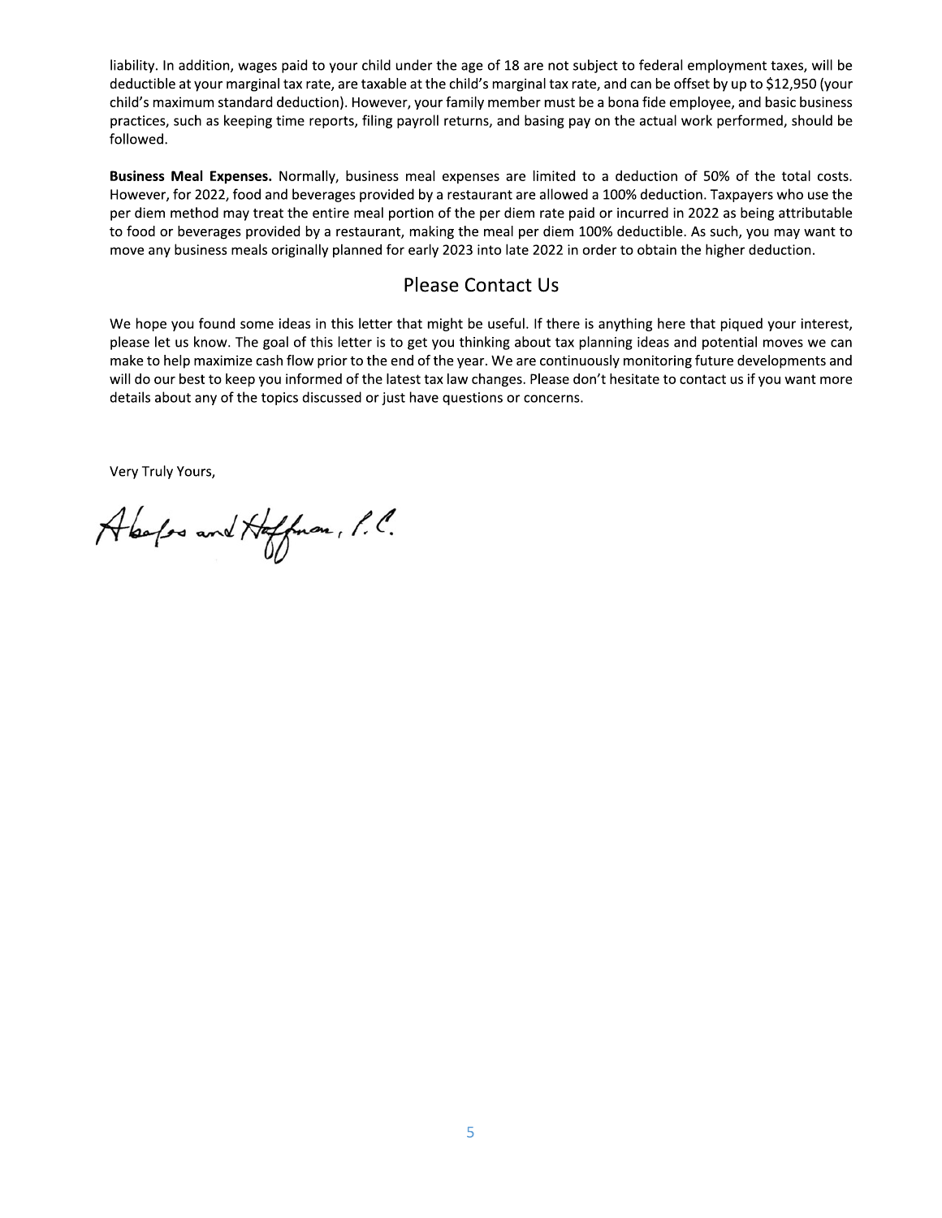liability. In addition, wages paid to your child under the age of 18 are not subject to federal employment taxes, will be deductible at your marginal tax rate, are taxable at the child's marginal tax rate, and can be offset by up to $12,950 (your child's maximum standard deduction). However, your family member must be a bona fide employee, and basic business practices, such as keeping time reports, filing payroll returns, and basing pay on the actual work performed, should be followed.

**Business Meal Expenses.** Normally, business meal expenses are limited to a deduction of 50% of the total costs. However, for 2022, food and beverages provided by a restaurant are allowed a 100% deduction. Taxpayers who use the per diem method may treat the entire meal portion of the per diem rate paid or incurred in 2022 as being attributable to food or beverages provided by a restaurant, making the meal per diem 100% deductible. As such, you may want to move any business meals originally planned for early 2023 into late 2022 in order to obtain the higher deduction.

## Please Contact Us

We hope you found some ideas in this letter that might be useful. If there is anything here that piqued your interest, please let us know. The goal of this letter is to get you thinking about tax planning ideas and potential moves we can make to help maximize cash flow prior to the end of the year. We are continuously monitoring future developments and will do our best to keep you informed of the latest tax law changes. Please don't hesitate to contact us if you want more details about any of the topics discussed or just have questions or concerns.

Very Truly Yours,

Abafos and Hoffman, P.C.